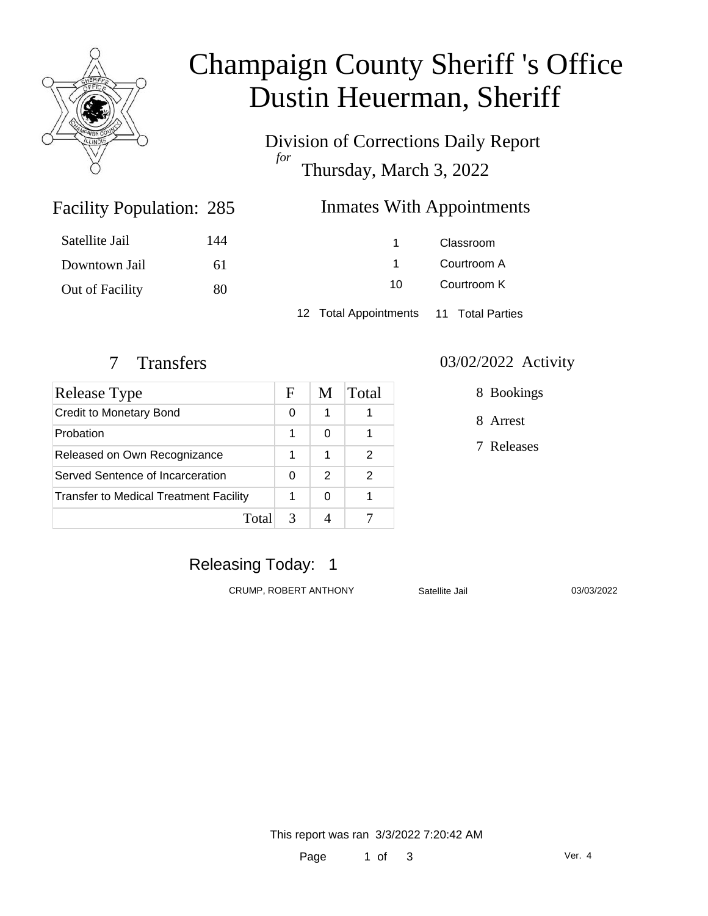# Champaign County Sheriff 's Office
# Dustin Heuerman, Sheriff

Division of Corrections Daily Report
*for*
Thursday, March 3, 2022

## Facility Population: 285

| | |
|---|---|
| Satellite Jail | 144 |
| Downtown Jail | 61 |
| Out of Facility | 80 |

## Inmates With Appointments

| | |
|---|---|
| 1 | Classroom |
| 1 | Courtroom A |
| 10 | Courtroom K |

12 Total Appointments   11 Total Parties

## 7 Transfers

| Release Type | F | M | Total |
|---|---|---|---|
| Credit to Monetary Bond | 0 | 1 | 1 |
| Probation | 1 | 0 | 1 |
| Released on Own Recognizance | 1 | 1 | 2 |
| Served Sentence of Incarceration | 0 | 2 | 2 |
| Transfer to Medical Treatment Facility | 1 | 0 | 1 |
| Total | 3 | 4 | 7 |

## 03/02/2022 Activity

8 Bookings

8 Arrest

7 Releases

## Releasing Today: 1

| | | |
|---|---|---|
| CRUMP, ROBERT ANTHONY | Satellite Jail | 03/03/2022 |

This report was ran 3/3/2022 7:20:42 AM

Ver. 4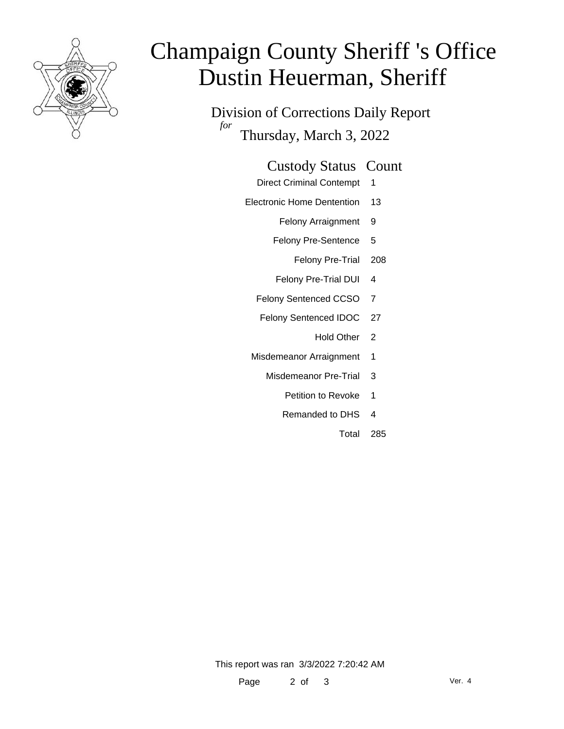# Champaign County Sheriff 's Office
# Dustin Heuerman, Sheriff

Division of Corrections Daily Report

*for* Thursday, March 3, 2022

| Custody Status | Count |
| --- | --- |
| Direct Criminal Contempt | 1 |
| Electronic Home Dentention | 13 |
| Felony Arraignment | 9 |
| Felony Pre-Sentence | 5 |
| Felony Pre-Trial | 208 |
| Felony Pre-Trial DUI | 4 |
| Felony Sentenced CCSO | 7 |
| Felony Sentenced IDOC | 27 |
| Hold Other | 2 |
| Misdemeanor Arraignment | 1 |
| Misdemeanor Pre-Trial | 3 |
| Petition to Revoke | 1 |
| Remanded to DHS | 4 |
| Total | 285 |

This report was ran 3/3/2022 7:20:42 AM

Ver. 4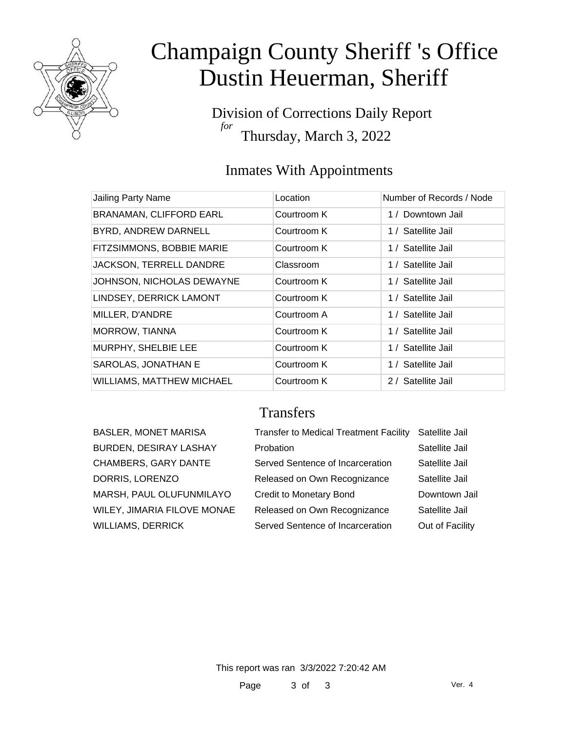# Champaign County Sheriff 's Office
# Dustin Heuerman, Sheriff

Division of Corrections Daily Report
*for* Thursday, March 3, 2022

## Inmates With Appointments

| Jailing Party Name | Location | Number of Records / Node |
|---|---|---|
| BRANAMAN, CLIFFORD EARL | Courtroom K | 1 / Downtown Jail |
| BYRD, ANDREW DARNELL | Courtroom K | 1 / Satellite Jail |
| FITZSIMMONS, BOBBIE MARIE | Courtroom K | 1 / Satellite Jail |
| JACKSON, TERRELL DANDRE | Classroom | 1 / Satellite Jail |
| JOHNSON, NICHOLAS DEWAYNE | Courtroom K | 1 / Satellite Jail |
| LINDSEY, DERRICK LAMONT | Courtroom K | 1 / Satellite Jail |
| MILLER, D'ANDRE | Courtroom A | 1 / Satellite Jail |
| MORROW, TIANNA | Courtroom K | 1 / Satellite Jail |
| MURPHY, SHELBIE LEE | Courtroom K | 1 / Satellite Jail |
| SAROLAS, JONATHAN E | Courtroom K | 1 / Satellite Jail |
| WILLIAMS, MATTHEW MICHAEL | Courtroom K | 2 / Satellite Jail |

## Transfers

| | | |
|---|---|---|
| BASLER, MONET MARISA | Transfer to Medical Treatment Facility | Satellite Jail |
| BURDEN, DESIRAY LASHAY | Probation | Satellite Jail |
| CHAMBERS, GARY DANTE | Served Sentence of Incarceration | Satellite Jail |
| DORRIS, LORENZO | Released on Own Recognizance | Satellite Jail |
| MARSH, PAUL OLUFUNMILAYO | Credit to Monetary Bond | Downtown Jail |
| WILEY, JIMARIA FILOVE MONAE | Released on Own Recognizance | Satellite Jail |
| WILLIAMS, DERRICK | Served Sentence of Incarceration | Out of Facility |

This report was ran 3/3/2022 7:20:42 AM

Ver. 4